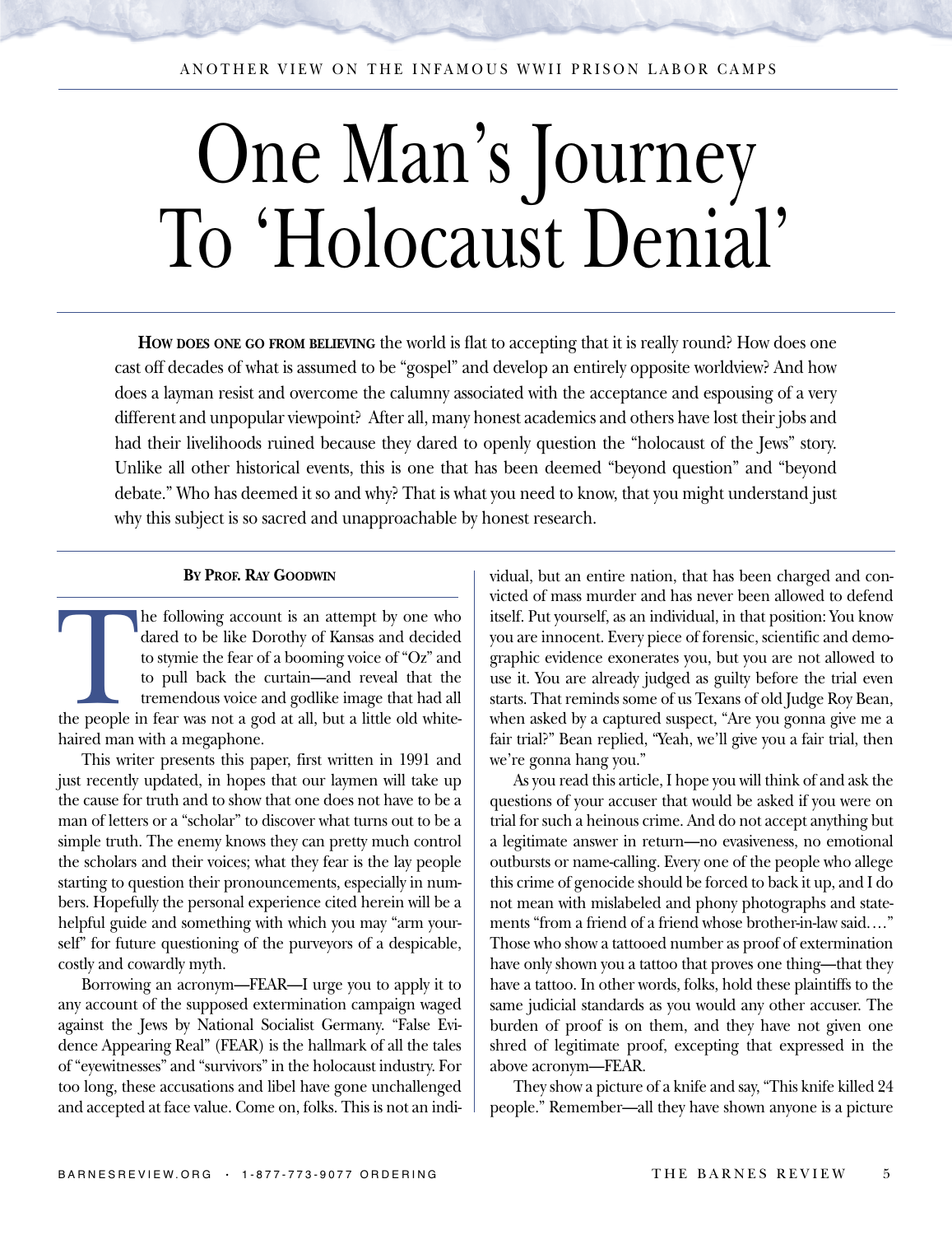ANOTHER VIEW ON THE INFAMOUS WWII PRISON LABOR CAMPS

# One Man's Journey To 'Holocaust Denial'

**HOW DOES ONE GO FROM BELIEVING** the world is flat to accepting that it is really round? How does one cast off decades of what is assumed to be "gospel" and develop an entirely opposite worldview? And how does a layman resist and overcome the calumny associated with the acceptance and espousing of a very different and unpopular viewpoint? After all, many honest academics and others have lost their jobs and had their livelihoods ruined because they dared to openly question the "holocaust of the Jews" story. Unlike all other historical events, this is one that has been deemed "beyond question" and "beyond debate." Who has deemed it so and why? That is what you need to know, that you might understand just why this subject is so sacred and unapproachable by honest research.

**BY PROF. RAY GOODWIN**

The following account is an attempt by one who dared to be like Dorothy of Kansas and decided to stymie the fear of a booming voice of "Oz" and to pull back the curtain—and reveal that the tremendous voice and godlike image that had all the people in fear was not a god at all, but a little old white-haired man with a megaphone.

This writer presents this paper, first written in 1991 and just recently updated, in hopes that our laymen will take up the cause for truth and to show that one does not have to be a man of letters or a "scholar" to discover what turns out to be a simple truth. The enemy knows they can pretty much control the scholars and their voices; what they fear is the lay people starting to question their pronouncements, especially in numbers. Hopefully the personal experience cited herein will be a helpful guide and something with which you may "arm yourself" for future questioning of the purveyors of a despicable, costly and cowardly myth.

Borrowing an acronym—FEAR—I urge you to apply it to any account of the supposed extermination campaign waged against the Jews by National Socialist Germany. "False Evidence Appearing Real" (FEAR) is the hallmark of all the tales of "eyewitnesses" and "survivors" in the holocaust industry. For too long, these accusations and libel have gone unchallenged and accepted at face value. Come on, folks. This is not an individual, but an entire nation, that has been charged and convicted of mass murder and has never been allowed to defend itself. Put yourself, as an individual, in that position: You know you are innocent. Every piece of forensic, scientific and demographic evidence exonerates you, but you are not allowed to use it. You are already judged as guilty before the trial even starts. That reminds some of us Texans of old Judge Roy Bean, when asked by a captured suspect, "Are you gonna give me a fair trial?" Bean replied, "Yeah, we'll give you a fair trial, then we're gonna hang you."

As you read this article, I hope you will think of and ask the questions of your accuser that would be asked if you were on trial for such a heinous crime. And do not accept anything but a legitimate answer in return—no evasiveness, no emotional outbursts or name-calling. Every one of the people who allege this crime of genocide should be forced to back it up, and I do not mean with mislabeled and phony photographs and statements "from a friend of a friend whose brother-in-law said. . . ." Those who show a tattooed number as proof of extermination have only shown you a tattoo that proves one thing—that they have a tattoo. In other words, folks, hold these plaintiffs to the same judicial standards as you would any other accuser. The burden of proof is on them, and they have not given one shred of legitimate proof, excepting that expressed in the above acronym—FEAR.

They show a picture of a knife and say, "This knife killed 24 people." Remember—all they have shown anyone is a picture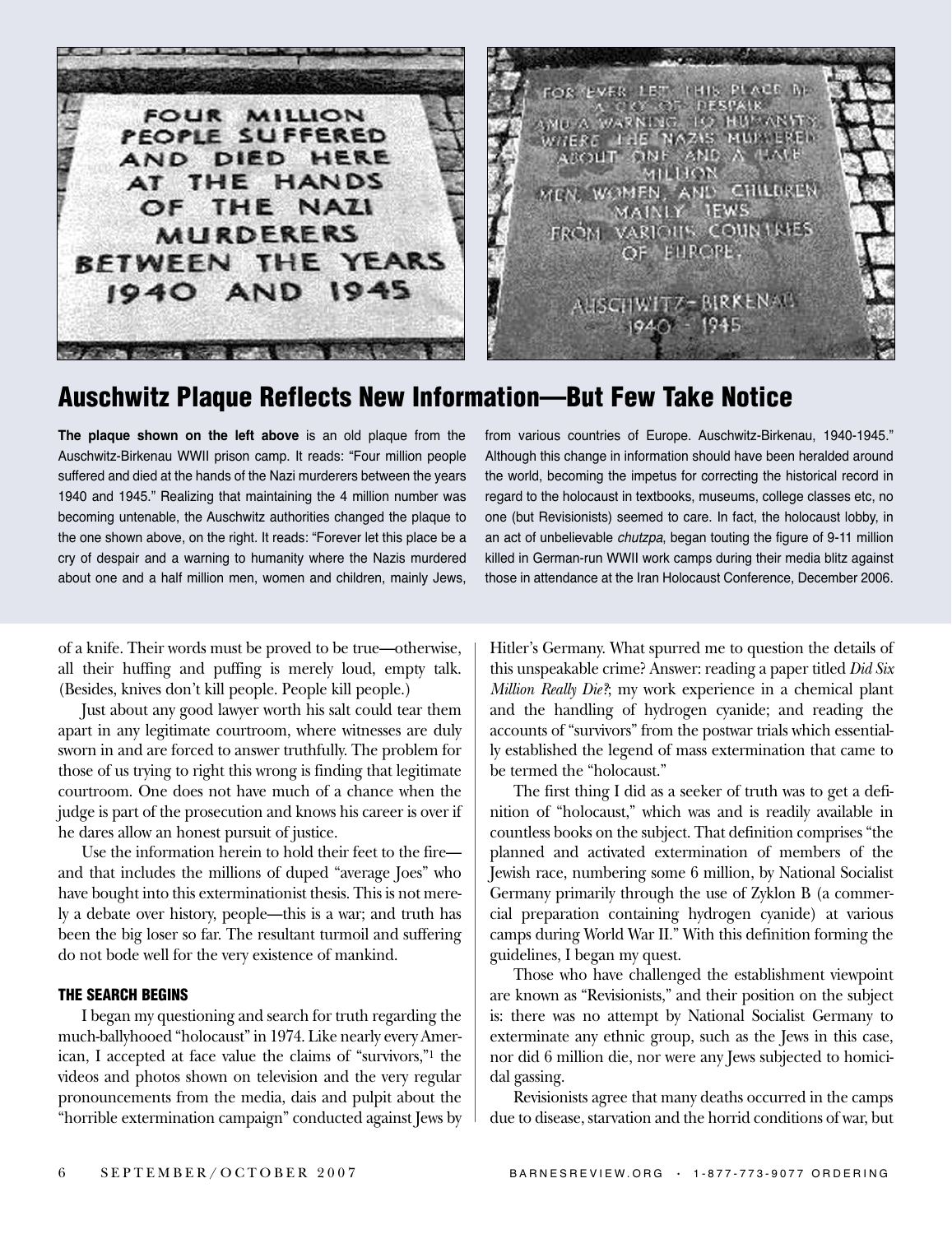## Auschwitz Plaque Reflects New Information—But Few Take Notice

**The plaque shown on the left above** is an old plaque from the Auschwitz-Birkenau WWII prison camp. It reads: "Four million people suffered and died at the hands of the Nazi murderers between the years 1940 and 1945." Realizing that maintaining the 4 million number was becoming untenable, the Auschwitz authorities changed the plaque to the one shown above, on the right. It reads: "Forever let this place be a cry of despair and a warning to humanity where the Nazis murdered about one and a half million men, women and children, mainly Jews, from various countries of Europe. Auschwitz-Birkenau, 1940-1945." Although this change in information should have been heralded around the world, becoming the impetus for correcting the historical record in regard to the holocaust in textbooks, museums, college classes etc, no one (but Revisionists) seemed to care. In fact, the holocaust lobby, in an act of unbelievable *chutzpa*, began touting the figure of 9-11 million killed in German-run WWII work camps during their media blitz against those in attendance at the Iran Holocaust Conference, December 2006.

of a knife. Their words must be proved to be true—otherwise, all their huffing and puffing is merely loud, empty talk. (Besides, knives don't kill people. People kill people.)

Just about any good lawyer worth his salt could tear them apart in any legitimate courtroom, where witnesses are duly sworn in and are forced to answer truthfully. The problem for those of us trying to right this wrong is finding that legitimate courtroom. One does not have much of a chance when the judge is part of the prosecution and knows his career is over if he dares allow an honest pursuit of justice.

Use the information herein to hold their feet to the fire—and that includes the millions of duped "average Joes" who have bought into this exterminationist thesis. This is not merely a debate over history, people—this is a war; and truth has been the big loser so far. The resultant turmoil and suffering do not bode well for the very existence of mankind.

### THE SEARCH BEGINS

I began my questioning and search for truth regarding the much-ballyhooed "holocaust" in 1974. Like nearly every American, I accepted at face value the claims of "survivors,"[1] the videos and photos shown on television and the very regular pronouncements from the media, dais and pulpit about the "horrible extermination campaign" conducted against Jews by Hitler's Germany. What spurred me to question the details of this unspeakable crime? Answer: reading a paper titled *Did Six Million Really Die?*; my work experience in a chemical plant and the handling of hydrogen cyanide; and reading the accounts of "survivors" from the postwar trials which essentially established the legend of mass extermination that came to be termed the "holocaust."

The first thing I did as a seeker of truth was to get a definition of "holocaust," which was and is readily available in countless books on the subject. That definition comprises "the planned and activated extermination of members of the Jewish race, numbering some 6 million, by National Socialist Germany primarily through the use of Zyklon B (a commercial preparation containing hydrogen cyanide) at various camps during World War II." With this definition forming the guidelines, I began my quest.

Those who have challenged the establishment viewpoint are known as "Revisionists," and their position on the subject is: there was no attempt by National Socialist Germany to exterminate any ethnic group, such as the Jews in this case, nor did 6 million die, nor were any Jews subjected to homicidal gassing.

Revisionists agree that many deaths occurred in the camps due to disease, starvation and the horrid conditions of war, but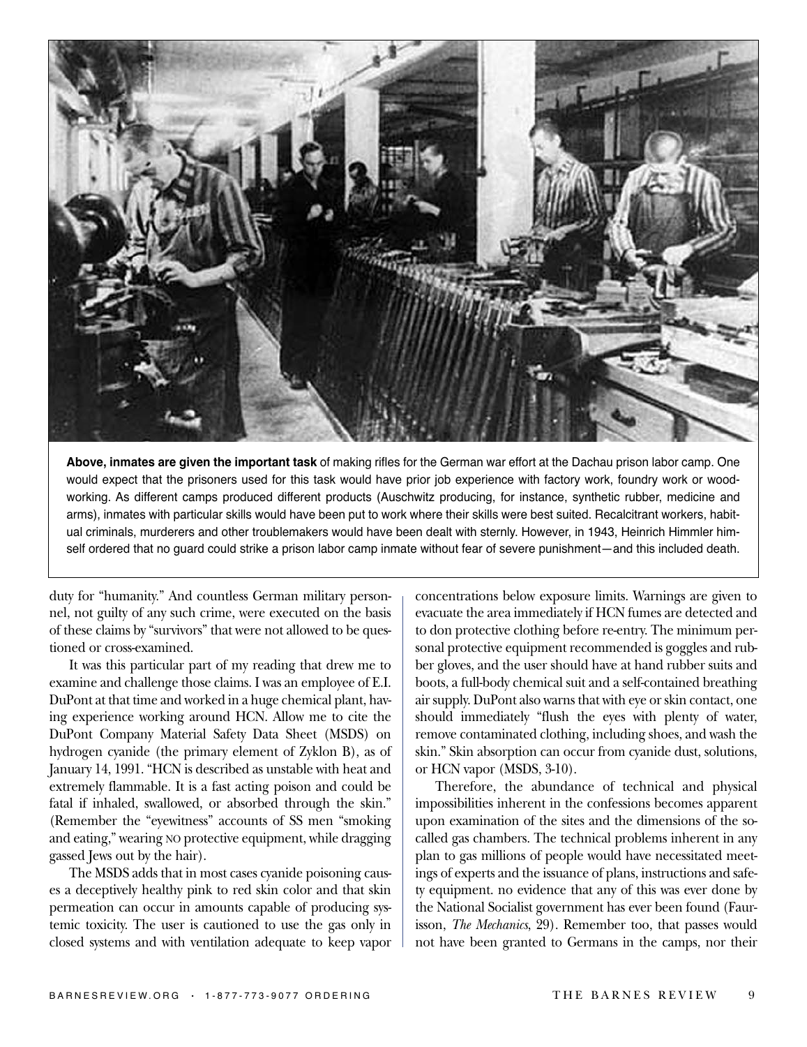**Above, inmates are given the important task** of making rifles for the German war effort at the Dachau prison labor camp. One would expect that the prisoners used for this task would have prior job experience with factory work, foundry work or woodworking. As different camps produced different products (Auschwitz producing, for instance, synthetic rubber, medicine and arms), inmates with particular skills would have been put to work where their skills were best suited. Recalcitrant workers, habitual criminals, murderers and other troublemakers would have been dealt with sternly. However, in 1943, Heinrich Himmler himself ordered that no guard could strike a prison labor camp inmate without fear of severe punishment—and this included death.

duty for "humanity." And countless German military personnel, not guilty of any such crime, were executed on the basis of these claims by "survivors" that were not allowed to be questioned or cross-examined.

It was this particular part of my reading that drew me to examine and challenge those claims. I was an employee of E.I. DuPont at that time and worked in a huge chemical plant, having experience working around HCN. Allow me to cite the DuPont Company Material Safety Data Sheet (MSDS) on hydrogen cyanide (the primary element of Zyklon B), as of January 14, 1991. "HCN is described as unstable with heat and extremely flammable. It is a fast acting poison and could be fatal if inhaled, swallowed, or absorbed through the skin." (Remember the "eyewitness" accounts of SS men "smoking and eating," wearing NO protective equipment, while dragging gassed Jews out by the hair).

The MSDS adds that in most cases cyanide poisoning causes a deceptively healthy pink to red skin color and that skin permeation can occur in amounts capable of producing systemic toxicity. The user is cautioned to use the gas only in closed systems and with ventilation adequate to keep vapor concentrations below exposure limits. Warnings are given to evacuate the area immediately if HCN fumes are detected and to don protective clothing before re-entry. The minimum personal protective equipment recommended is goggles and rubber gloves, and the user should have at hand rubber suits and boots, a full-body chemical suit and a self-contained breathing air supply. DuPont also warns that with eye or skin contact, one should immediately "flush the eyes with plenty of water, remove contaminated clothing, including shoes, and wash the skin." Skin absorption can occur from cyanide dust, solutions, or HCN vapor (MSDS, 3-10).

Therefore, the abundance of technical and physical impossibilities inherent in the confessions becomes apparent upon examination of the sites and the dimensions of the so-called gas chambers. The technical problems inherent in any plan to gas millions of people would have necessitated meetings of experts and the issuance of plans, instructions and safety equipment. no evidence that any of this was ever done by the National Socialist government has ever been found (Faurisson, *The Mechanics*, 29). Remember too, that passes would not have been granted to Germans in the camps, nor their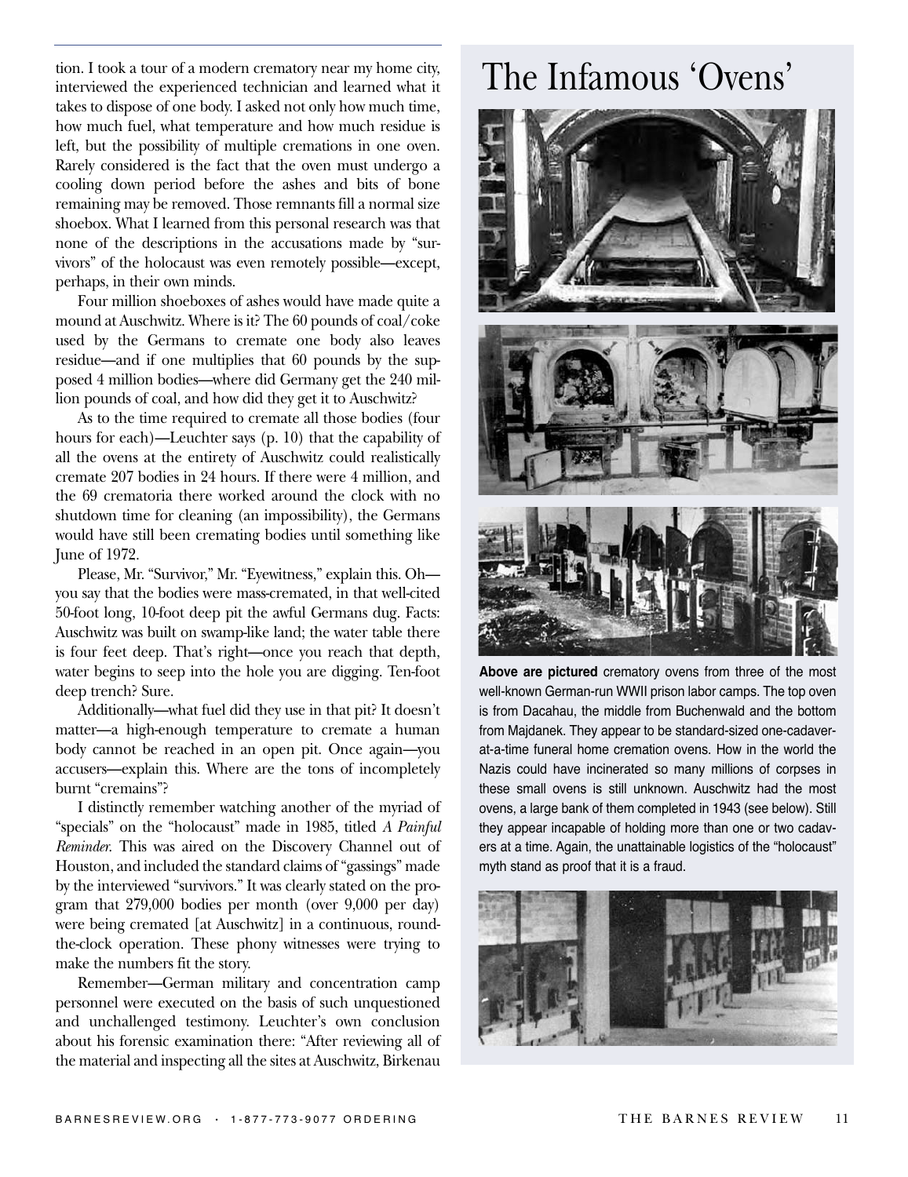tion. I took a tour of a modern crematory near my home city, interviewed the experienced technician and learned what it takes to dispose of one body. I asked not only how much time, how much fuel, what temperature and how much residue is left, but the possibility of multiple cremations in one oven. Rarely considered is the fact that the oven must undergo a cooling down period before the ashes and bits of bone remaining may be removed. Those remnants fill a normal size shoebox. What I learned from this personal research was that none of the descriptions in the accusations made by "survivors" of the holocaust was even remotely possible—except, perhaps, in their own minds.

Four million shoeboxes of ashes would have made quite a mound at Auschwitz. Where is it? The 60 pounds of coal/coke used by the Germans to cremate one body also leaves residue—and if one multiplies that 60 pounds by the supposed 4 million bodies—where did Germany get the 240 million pounds of coal, and how did they get it to Auschwitz?

As to the time required to cremate all those bodies (four hours for each)—Leuchter says (p. 10) that the capability of all the ovens at the entirety of Auschwitz could realistically cremate 207 bodies in 24 hours. If there were 4 million, and the 69 crematoria there worked around the clock with no shutdown time for cleaning (an impossibility), the Germans would have still been cremating bodies until something like June of 1972.

Please, Mr. "Survivor," Mr. "Eyewitness," explain this. Oh—you say that the bodies were mass-cremated, in that well-cited 50-foot long, 10-foot deep pit the awful Germans dug. Facts: Auschwitz was built on swamp-like land; the water table there is four feet deep. That's right—once you reach that depth, water begins to seep into the hole you are digging. Ten-foot deep trench? Sure.

Additionally—what fuel did they use in that pit? It doesn't matter—a high-enough temperature to cremate a human body cannot be reached in an open pit. Once again—you accusers—explain this. Where are the tons of incompletely burnt "cremains"?

I distinctly remember watching another of the myriad of "specials" on the "holocaust" made in 1985, titled *A Painful Reminder*. This was aired on the Discovery Channel out of Houston, and included the standard claims of "gassings" made by the interviewed "survivors." It was clearly stated on the program that 279,000 bodies per month (over 9,000 per day) were being cremated [at Auschwitz] in a continuous, round-the-clock operation. These phony witnesses were trying to make the numbers fit the story.

Remember—German military and concentration camp personnel were executed on the basis of such unquestioned and unchallenged testimony. Leuchter's own conclusion about his forensic examination there: "After reviewing all of the material and inspecting all the sites at Auschwitz, Birkenau

## The Infamous 'Ovens'

**Above are pictured** crematory ovens from three of the most well-known German-run WWII prison labor camps. The top oven is from Dacahau, the middle from Buchenwald and the bottom from Majdanek. They appear to be standard-sized one-cadaver-at-a-time funeral home cremation ovens. How in the world the Nazis could have incinerated so many millions of corpses in these small ovens is still unknown. Auschwitz had the most ovens, a large bank of them completed in 1943 (see below). Still they appear incapable of holding more than one or two cadavers at a time. Again, the unattainable logistics of the "holocaust" myth stand as proof that it is a fraud.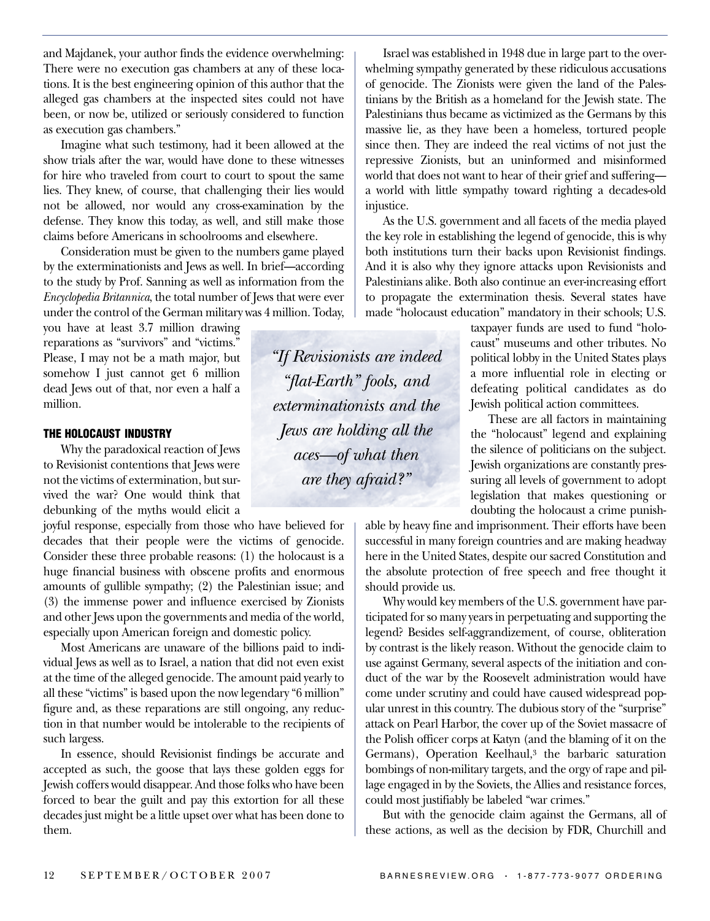and Majdanek, your author finds the evidence overwhelming: There were no execution gas chambers at any of these locations. It is the best engineering opinion of this author that the alleged gas chambers at the inspected sites could not have been, or now be, utilized or seriously considered to function as execution gas chambers."

Imagine what such testimony, had it been allowed at the show trials after the war, would have done to these witnesses for hire who traveled from court to court to spout the same lies. They knew, of course, that challenging their lies would not be allowed, nor would any cross-examination by the defense. They know this today, as well, and still make those claims before Americans in schoolrooms and elsewhere.

Consideration must be given to the numbers game played by the exterminationists and Jews as well. In brief—according to the study by Prof. Sanning as well as information from the *Encyclopedia Britannica*, the total number of Jews that were ever under the control of the German military was 4 million. Today, you have at least 3.7 million drawing reparations as "survivors" and "victims." Please, I may not be a math major, but somehow I just cannot get 6 million dead Jews out of that, nor even a half a million.

> *"If Revisionists are indeed "flat-Earth" fools, and exterminationists and the Jews are holding all the aces—of what then are they afraid?"*

### THE HOLOCAUST INDUSTRY

Why the paradoxical reaction of Jews to Revisionist contentions that Jews were not the victims of extermination, but survived the war? One would think that debunking of the myths would elicit a joyful response, especially from those who have believed for decades that their people were the victims of genocide. Consider these three probable reasons: (1) the holocaust is a huge financial business with obscene profits and enormous amounts of gullible sympathy; (2) the Palestinian issue; and (3) the immense power and influence exercised by Zionists and other Jews upon the governments and media of the world, especially upon American foreign and domestic policy.

Most Americans are unaware of the billions paid to individual Jews as well as to Israel, a nation that did not even exist at the time of the alleged genocide. The amount paid yearly to all these "victims" is based upon the now legendary "6 million" figure and, as these reparations are still ongoing, any reduction in that number would be intolerable to the recipients of such largess.

In essence, should Revisionist findings be accurate and accepted as such, the goose that lays these golden eggs for Jewish coffers would disappear. And those folks who have been forced to bear the guilt and pay this extortion for all these decades just might be a little upset over what has been done to them.

Israel was established in 1948 due in large part to the overwhelming sympathy generated by these ridiculous accusations of genocide. The Zionists were given the land of the Palestinians by the British as a homeland for the Jewish state. The Palestinians thus became as victimized as the Germans by this massive lie, as they have been a homeless, tortured people since then. They are indeed the real victims of not just the repressive Zionists, but an uninformed and misinformed world that does not want to hear of their grief and suffering—a world with little sympathy toward righting a decades-old injustice.

As the U.S. government and all facets of the media played the key role in establishing the legend of genocide, this is why both institutions turn their backs upon Revisionist findings. And it is also why they ignore attacks upon Revisionists and Palestinians alike. Both also continue an ever-increasing effort to propagate the extermination thesis. Several states have made "holocaust education" mandatory in their schools; U.S. taxpayer funds are used to fund "holocaust" museums and other tributes. No political lobby in the United States plays a more influential role in electing or defeating political candidates as do Jewish political action committees.

These are all factors in maintaining the "holocaust" legend and explaining the silence of politicians on the subject. Jewish organizations are constantly pressuring all levels of government to adopt legislation that makes questioning or doubting the holocaust a crime punishable by heavy fine and imprisonment. Their efforts have been successful in many foreign countries and are making headway here in the United States, despite our sacred Constitution and the absolute protection of free speech and free thought it should provide us.

Why would key members of the U.S. government have participated for so many years in perpetuating and supporting the legend? Besides self-aggrandizement, of course, obliteration by contrast is the likely reason. Without the genocide claim to use against Germany, several aspects of the initiation and conduct of the war by the Roosevelt administration would have come under scrutiny and could have caused widespread popular unrest in this country. The dubious story of the "surprise" attack on Pearl Harbor, the cover up of the Soviet massacre of the Polish officer corps at Katyn (and the blaming of it on the Germans), Operation Keelhaul,[3] the barbaric saturation bombings of non-military targets, and the orgy of rape and pillage engaged in by the Soviets, the Allies and resistance forces, could most justifiably be labeled "war crimes."

But with the genocide claim against the Germans, all of these actions, as well as the decision by FDR, Churchill and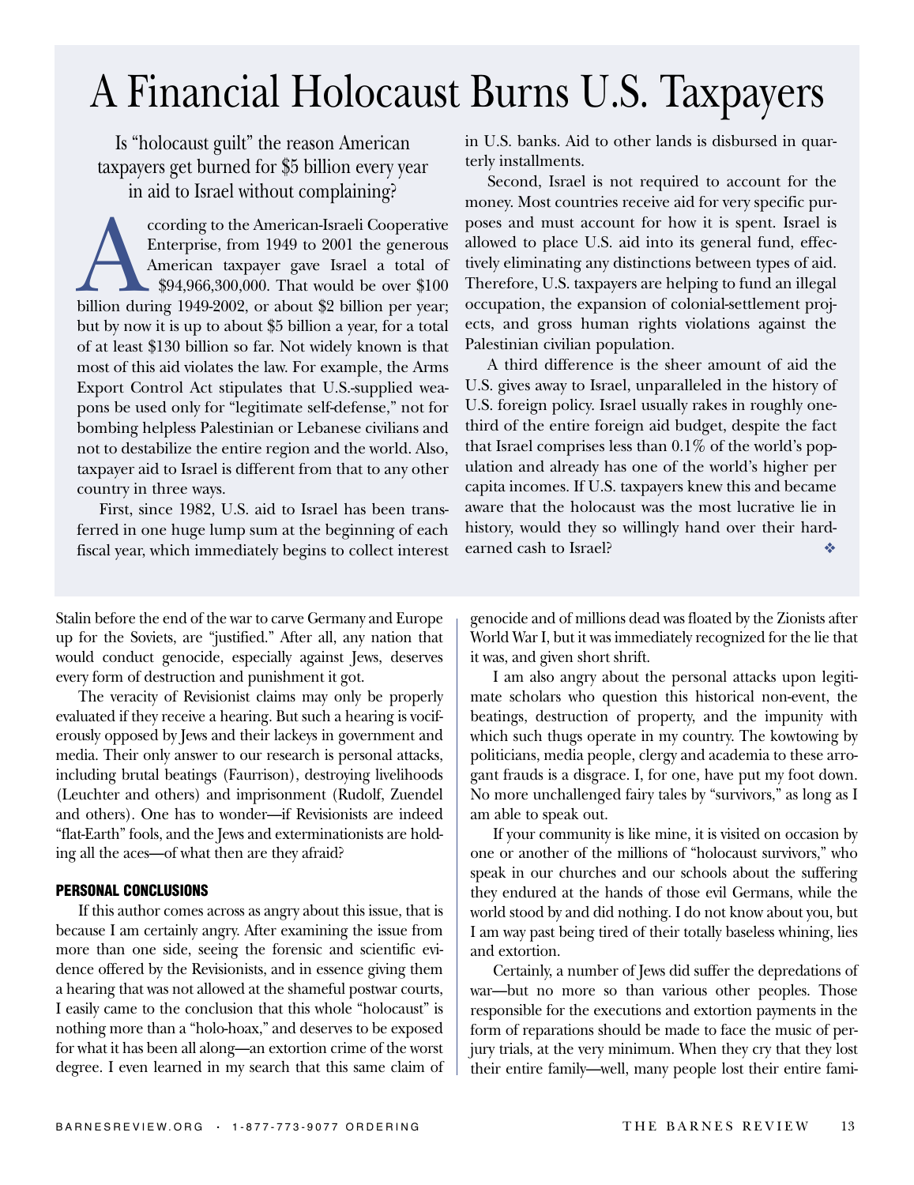# A Financial Holocaust Burns U.S. Taxpayers

Is "holocaust guilt" the reason American taxpayers get burned for $5 billion every year in aid to Israel without complaining?

According to the American-Israeli Cooperative Enterprise, from 1949 to 2001 the generous American taxpayer gave Israel a total of $94,966,300,000. That would be over $100 billion during 1949-2002, or about $2 billion per year; but by now it is up to about $5 billion a year, for a total of at least $130 billion so far. Not widely known is that most of this aid violates the law. For example, the Arms Export Control Act stipulates that U.S.-supplied weapons be used only for "legitimate self-defense," not for bombing helpless Palestinian or Lebanese civilians and not to destabilize the entire region and the world. Also, taxpayer aid to Israel is different from that to any other country in three ways.

First, since 1982, U.S. aid to Israel has been transferred in one huge lump sum at the beginning of each fiscal year, which immediately begins to collect interest in U.S. banks. Aid to other lands is disbursed in quarterly installments.

Second, Israel is not required to account for the money. Most countries receive aid for very specific purposes and must account for how it is spent. Israel is allowed to place U.S. aid into its general fund, effectively eliminating any distinctions between types of aid. Therefore, U.S. taxpayers are helping to fund an illegal occupation, the expansion of colonial-settlement projects, and gross human rights violations against the Palestinian civilian population.

A third difference is the sheer amount of aid the U.S. gives away to Israel, unparalleled in the history of U.S. foreign policy. Israel usually rakes in roughly one-third of the entire foreign aid budget, despite the fact that Israel comprises less than 0.1% of the world's population and already has one of the world's higher per capita incomes. If U.S. taxpayers knew this and became aware that the holocaust was the most lucrative lie in history, would they so willingly hand over their hard-earned cash to Israel? ❖

---

Stalin before the end of the war to carve Germany and Europe up for the Soviets, are "justified." After all, any nation that would conduct genocide, especially against Jews, deserves every form of destruction and punishment it got.

The veracity of Revisionist claims may only be properly evaluated if they receive a hearing. But such a hearing is vociferously opposed by Jews and their lackeys in government and media. Their only answer to our research is personal attacks, including brutal beatings (Faurrison), destroying livelihoods (Leuchter and others) and imprisonment (Rudolf, Zuendel and others). One has to wonder—if Revisionists are indeed "flat-Earth" fools, and the Jews and exterminationists are holding all the aces—of what then are they afraid?

**PERSONAL CONCLUSIONS**

If this author comes across as angry about this issue, that is because I am certainly angry. After examining the issue from more than one side, seeing the forensic and scientific evidence offered by the Revisionists, and in essence giving them a hearing that was not allowed at the shameful postwar courts, I easily came to the conclusion that this whole "holocaust" is nothing more than a "holo-hoax," and deserves to be exposed for what it has been all along—an extortion crime of the worst degree. I even learned in my search that this same claim of genocide and of millions dead was floated by the Zionists after World War I, but it was immediately recognized for the lie that it was, and given short shrift.

I am also angry about the personal attacks upon legitimate scholars who question this historical non-event, the beatings, destruction of property, and the impunity with which such thugs operate in my country. The kowtowing by politicians, media people, clergy and academia to these arrogant frauds is a disgrace. I, for one, have put my foot down. No more unchallenged fairy tales by "survivors," as long as I am able to speak out.

If your community is like mine, it is visited on occasion by one or another of the millions of "holocaust survivors," who speak in our churches and our schools about the suffering they endured at the hands of those evil Germans, while the world stood by and did nothing. I do not know about you, but I am way past being tired of their totally baseless whining, lies and extortion.

Certainly, a number of Jews did suffer the depredations of war—but no more so than various other peoples. Those responsible for the executions and extortion payments in the form of reparations should be made to face the music of perjury trials, at the very minimum. When they cry that they lost their entire family—well, many people lost their entire fami-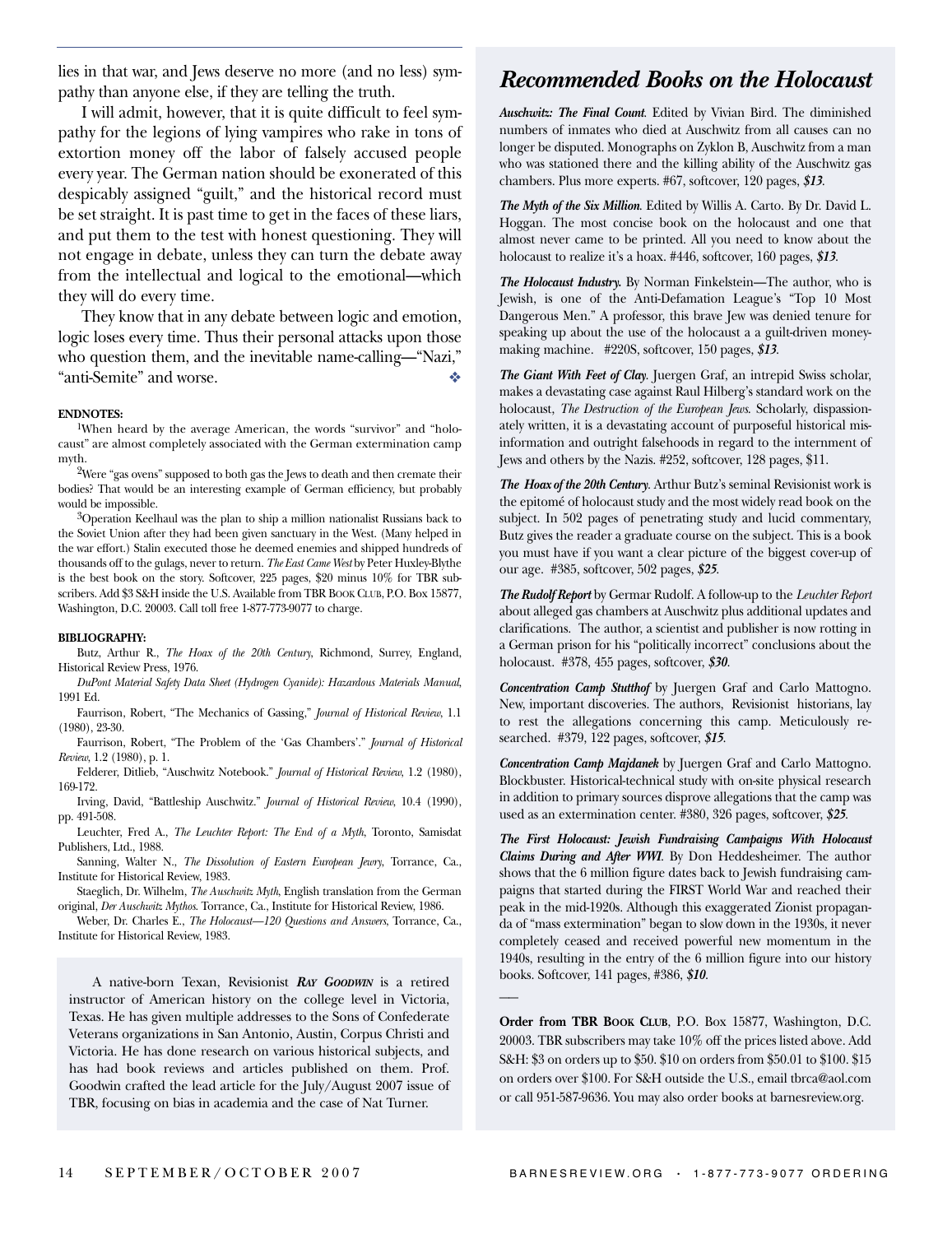lies in that war, and Jews deserve no more (and no less) sympathy than anyone else, if they are telling the truth.

I will admit, however, that it is quite difficult to feel sympathy for the legions of lying vampires who rake in tons of extortion money off the labor of falsely accused people every year. The German nation should be exonerated of this despicably assigned "guilt," and the historical record must be set straight. It is past time to get in the faces of these liars, and put them to the test with honest questioning. They will not engage in debate, unless they can turn the debate away from the intellectual and logical to the emotional—which they will do every time.

They know that in any debate between logic and emotion, logic loses every time. Thus their personal attacks upon those who question them, and the inevitable name-calling—"Nazi," "anti-Semite" and worse. ❖

**ENDNOTES:**

[1]When heard by the average American, the words "survivor" and "holocaust" are almost completely associated with the German extermination camp myth.

[2]Were "gas ovens" supposed to both gas the Jews to death and then cremate their bodies? That would be an interesting example of German efficiency, but probably would be impossible.

[3]Operation Keelhaul was the plan to ship a million nationalist Russians back to the Soviet Union after they had been given sanctuary in the West. (Many helped in the war effort.) Stalin executed those he deemed enemies and shipped hundreds of thousands off to the gulags, never to return. *The East Came West* by Peter Huxley-Blythe is the best book on the story. Softcover, 225 pages, $20 minus 10% for TBR subscribers. Add $3 S&H inside the U.S. Available from TBR BOOK CLUB, P.O. Box 15877, Washington, D.C. 20003. Call toll free 1-877-773-9077 to charge.

**BIBLIOGRAPHY:**

Butz, Arthur R., *The Hoax of the 20th Century*, Richmond, Surrey, England, Historical Review Press, 1976.

*DuPont Material Safety Data Sheet (Hydrogen Cyanide): Hazardous Materials Manual*, 1991 Ed.

Faurrison, Robert, "The Mechanics of Gassing," *Journal of Historical Review*, 1.1 (1980), 23-30.

Faurrison, Robert, "The Problem of the 'Gas Chambers'." *Journal of Historical Review*, 1.2 (1980), p. 1.

Felderer, Ditlieb, "Auschwitz Notebook." *Journal of Historical Review*, 1.2 (1980), 169-172.

Irving, David, "Battleship Auschwitz." *Journal of Historical Review*, 10.4 (1990), pp. 491-508.

Leuchter, Fred A., *The Leuchter Report: The End of a Myth*, Toronto, Samisdat Publishers, Ltd., 1988.

Sanning, Walter N., *The Dissolution of Eastern European Jewry*, Torrance, Ca., Institute for Historical Review, 1983.

Staeglich, Dr. Wilhelm, *The Auschwitz Myth*, English translation from the German original, *Der Auschwitz Mythos*. Torrance, Ca., Institute for Historical Review, 1986.

Weber, Dr. Charles E., *The Holocaust—120 Questions and Answers*, Torrance, Ca., Institute for Historical Review, 1983.

A native-born Texan, Revisionist ***RAY GOODWIN*** is a retired instructor of American history on the college level in Victoria, Texas. He has given multiple addresses to the Sons of Confederate Veterans organizations in San Antonio, Austin, Corpus Christi and Victoria. He has done research on various historical subjects, and has had book reviews and articles published on them. Prof. Goodwin crafted the lead article for the July/August 2007 issue of TBR, focusing on bias in academia and the case of Nat Turner.

## *Recommended Books on the Holocaust*

***Auschwitz: The Final Count.*** Edited by Vivian Bird. The diminished numbers of inmates who died at Auschwitz from all causes can no longer be disputed. Monographs on Zyklon B, Auschwitz from a man who was stationed there and the killing ability of the Auschwitz gas chambers. Plus more experts. #67, softcover, 120 pages, ***$13***.

***The Myth of the Six Million.*** Edited by Willis A. Carto. By Dr. David L. Hoggan. The most concise book on the holocaust and one that almost never came to be printed. All you need to know about the holocaust to realize it's a hoax. #446, softcover, 160 pages, ***$13***.

***The Holocaust Industry.*** By Norman Finkelstein—The author, who is Jewish, is one of the Anti-Defamation League's "Top 10 Most Dangerous Men." A professor, this brave Jew was denied tenure for speaking up about the use of the holocaust a a guilt-driven money-making machine. #220S, softcover, 150 pages, ***$13***.

***The Giant With Feet of Clay.*** Juergen Graf, an intrepid Swiss scholar, makes a devastating case against Raul Hilberg's standard work on the holocaust, *The Destruction of the European Jews*. Scholarly, dispassionately written, it is a devastating account of purposeful historical misinformation and outright falsehoods in regard to the internment of Jews and others by the Nazis. #252, softcover, 128 pages, $11.

***The Hoax of the 20th Century.*** Arthur Butz's seminal Revisionist work is the epitomé of holocaust study and the most widely read book on the subject. In 502 pages of penetrating study and lucid commentary, Butz gives the reader a graduate course on the subject. This is a book you must have if you want a clear picture of the biggest cover-up of our age. #385, softcover, 502 pages, ***$25***.

***The Rudolf Report*** by Germar Rudolf. A follow-up to the *Leuchter Report* about alleged gas chambers at Auschwitz plus additional updates and clarifications. The author, a scientist and publisher is now rotting in a German prison for his "politically incorrect" conclusions about the holocaust. #378, 455 pages, softcover, ***$30***.

***Concentration Camp Stutthof*** by Juergen Graf and Carlo Mattogno. New, important discoveries. The authors, Revisionist historians, lay to rest the allegations concerning this camp. Meticulously researched. #379, 122 pages, softcover, ***$15***.

***Concentration Camp Majdanek*** by Juergen Graf and Carlo Mattogno. Blockbuster. Historical-technical study with on-site physical research in addition to primary sources disprove allegations that the camp was used as an extermination center. #380, 326 pages, softcover, ***$25***.

***The First Holocaust: Jewish Fundraising Campaigns With Holocaust Claims During and After WWI.*** By Don Heddesheimer. The author shows that the 6 million figure dates back to Jewish fundraising campaigns that started during the FIRST World War and reached their peak in the mid-1920s. Although this exaggerated Zionist propaganda of "mass extermination" began to slow down in the 1930s, it never completely ceased and received powerful new momentum in the 1940s, resulting in the entry of the 6 million figure into our history books. Softcover, 141 pages, #386, ***$10***.

—

**Order from TBR BOOK CLUB**, P.O. Box 15877, Washington, D.C. 20003. TBR subscribers may take 10% off the prices listed above. Add S&H: $3 on orders up to $50. $10 on orders from $50.01 to $100. $15 on orders over $100. For S&H outside the U.S., email tbrca@aol.com or call 951-587-9636. You may also order books at barnesreview.org.